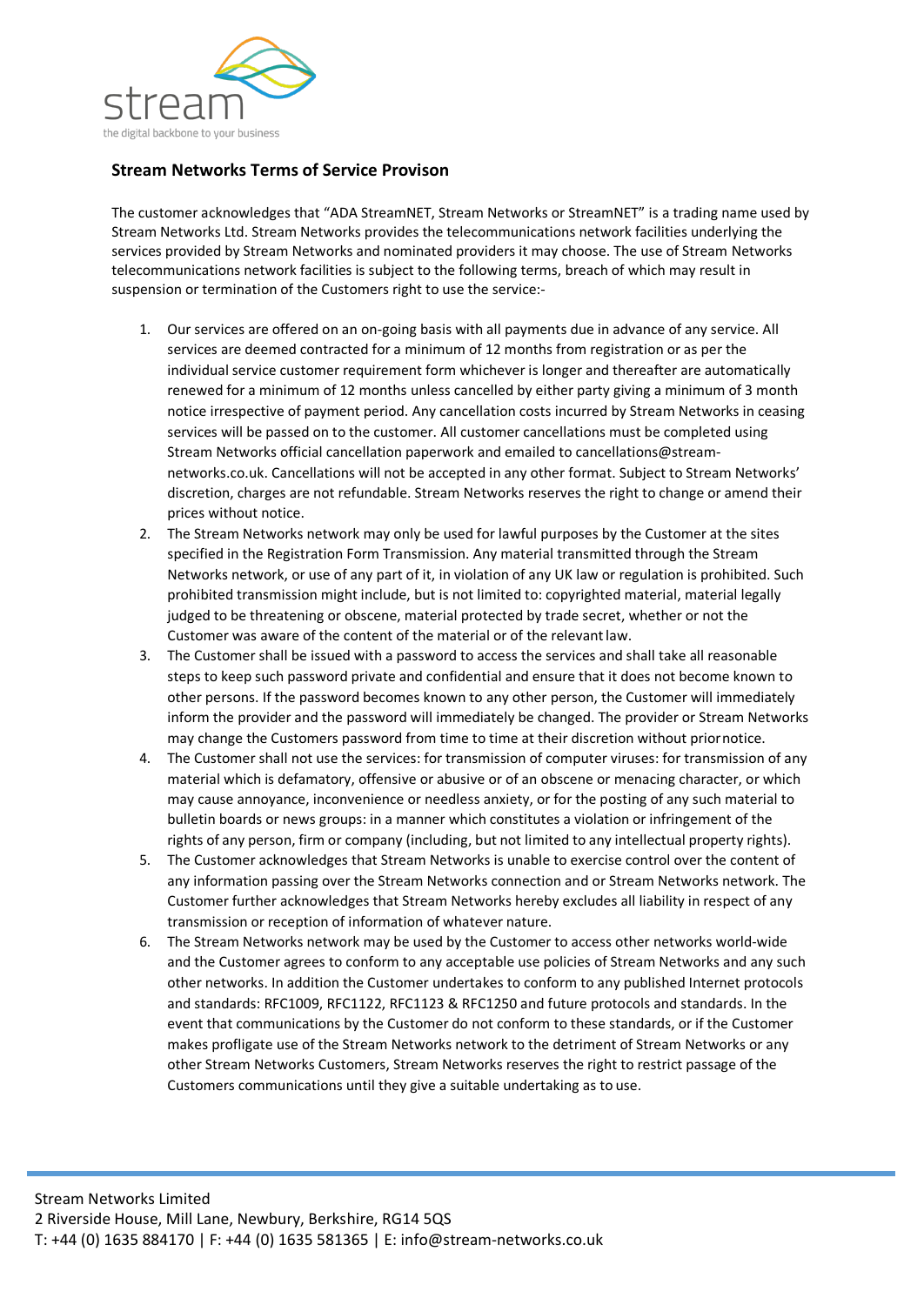stream

the digital backbone to your business

## Stream Networks Terms of Service Provison

The customer acknowledges that "ADA StreamNET, Stream Networks or StreamNET" is a trading name used by Stream Networks Ltd. Stream Networks provides the telecommunications network facilities underlying the services provided by Stream Networks and nominated providers it may choose. The use of Stream Networks telecommunications network facilities is subject to the following terms, breach of which may result in suspension or termination of the Customers right to use the service:-

1. Our services are offered on an on-going basis with all payments due in advance of any service. All services are deemed contracted for a minimum of 12 months from registration or as per the individual service customer requirement form whichever is longer and thereafter are automatically renewed for a minimum of 12 months unless cancelled by either party giving a minimum of 3 month notice irrespective of payment period. Any cancellation costs incurred by Stream Networks in ceasing services will be passed on to the customer. All customer cancellations must be completed using Stream Networks official cancellation paperwork and emailed to cancellations@stream-networks.co.uk. Cancellations will not be accepted in any other format. Subject to Stream Networks' discretion, charges are not refundable. Stream Networks reserves the right to change or amend their prices without notice.
2. The Stream Networks network may only be used for lawful purposes by the Customer at the sites specified in the Registration Form Transmission. Any material transmitted through the Stream Networks network, or use of any part of it, in violation of any UK law or regulation is prohibited. Such prohibited transmission might include, but is not limited to: copyrighted material, material legally judged to be threatening or obscene, material protected by trade secret, whether or not the Customer was aware of the content of the material or of the relevant law.
3. The Customer shall be issued with a password to access the services and shall take all reasonable steps to keep such password private and confidential and ensure that it does not become known to other persons. If the password becomes known to any other person, the Customer will immediately inform the provider and the password will immediately be changed. The provider or Stream Networks may change the Customers password from time to time at their discretion without prior notice.
4. The Customer shall not use the services: for transmission of computer viruses: for transmission of any material which is defamatory, offensive or abusive or of an obscene or menacing character, or which may cause annoyance, inconvenience or needless anxiety, or for the posting of any such material to bulletin boards or news groups: in a manner which constitutes a violation or infringement of the rights of any person, firm or company (including, but not limited to any intellectual property rights).
5. The Customer acknowledges that Stream Networks is unable to exercise control over the content of any information passing over the Stream Networks connection and or Stream Networks network. The Customer further acknowledges that Stream Networks hereby excludes all liability in respect of any transmission or reception of information of whatever nature.
6. The Stream Networks network may be used by the Customer to access other networks world-wide and the Customer agrees to conform to any acceptable use policies of Stream Networks and any such other networks. In addition the Customer undertakes to conform to any published Internet protocols and standards: RFC1009, RFC1122, RFC1123 & RFC1250 and future protocols and standards. In the event that communications by the Customer do not conform to these standards, or if the Customer makes profligate use of the Stream Networks network to the detriment of Stream Networks or any other Stream Networks Customers, Stream Networks reserves the right to restrict passage of the Customers communications until they give a suitable undertaking as to use.

Stream Networks Limited
2 Riverside House, Mill Lane, Newbury, Berkshire, RG14 5QS
T: +44 (0) 1635 884170 | F: +44 (0) 1635 581365 | E: info@stream-networks.co.uk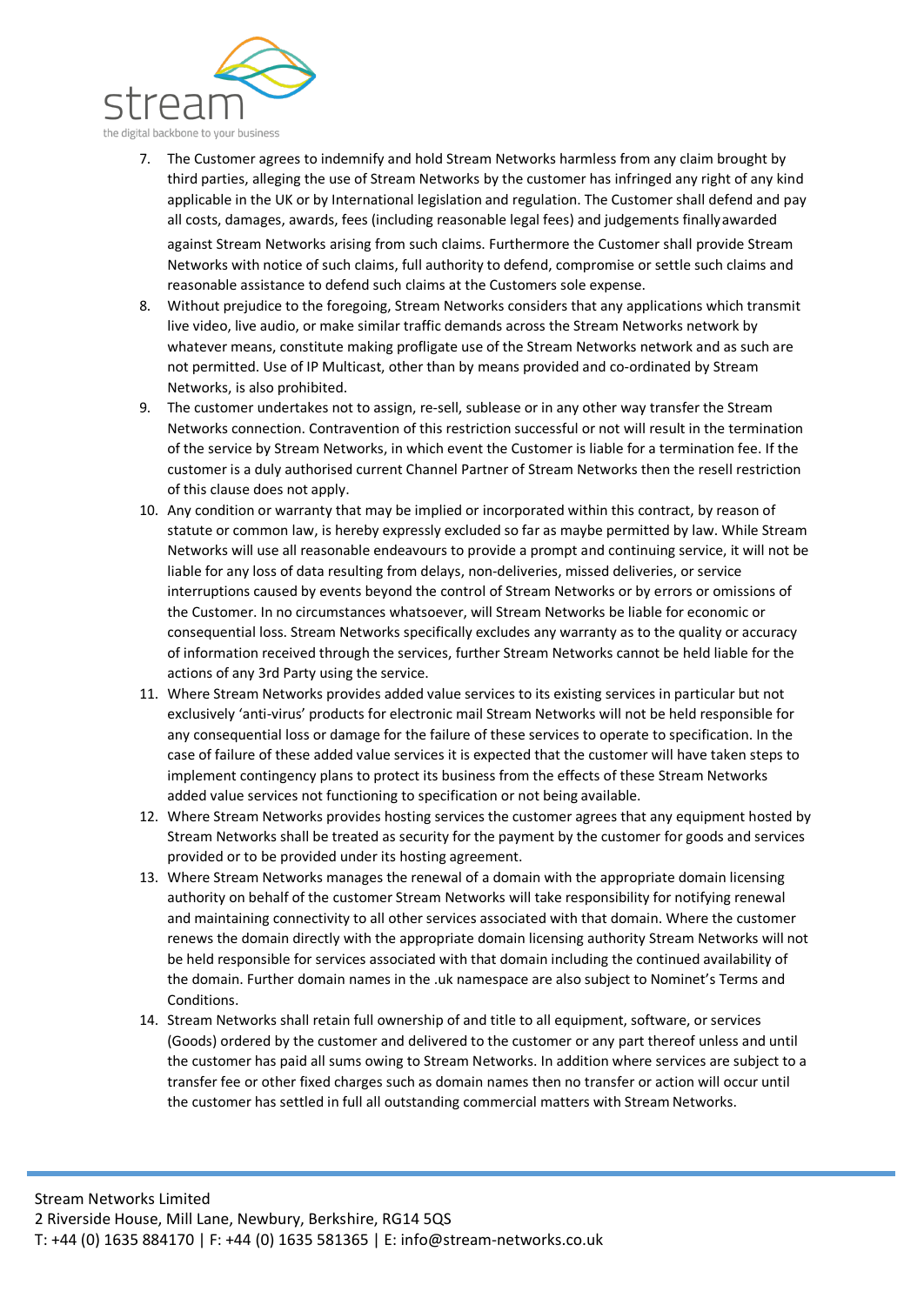7. The Customer agrees to indemnify and hold Stream Networks harmless from any claim brought by third parties, alleging the use of Stream Networks by the customer has infringed any right of any kind applicable in the UK or by International legislation and regulation. The Customer shall defend and pay all costs, damages, awards, fees (including reasonable legal fees) and judgements finally awarded against Stream Networks arising from such claims. Furthermore the Customer shall provide Stream Networks with notice of such claims, full authority to defend, compromise or settle such claims and reasonable assistance to defend such claims at the Customers sole expense.
8. Without prejudice to the foregoing, Stream Networks considers that any applications which transmit live video, live audio, or make similar traffic demands across the Stream Networks network by whatever means, constitute making profligate use of the Stream Networks network and as such are not permitted. Use of IP Multicast, other than by means provided and co-ordinated by Stream Networks, is also prohibited.
9. The customer undertakes not to assign, re-sell, sublease or in any other way transfer the Stream Networks connection. Contravention of this restriction successful or not will result in the termination of the service by Stream Networks, in which event the Customer is liable for a termination fee. If the customer is a duly authorised current Channel Partner of Stream Networks then the resell restriction of this clause does not apply.
10. Any condition or warranty that may be implied or incorporated within this contract, by reason of statute or common law, is hereby expressly excluded so far as maybe permitted by law. While Stream Networks will use all reasonable endeavours to provide a prompt and continuing service, it will not be liable for any loss of data resulting from delays, non-deliveries, missed deliveries, or service interruptions caused by events beyond the control of Stream Networks or by errors or omissions of the Customer. In no circumstances whatsoever, will Stream Networks be liable for economic or consequential loss. Stream Networks specifically excludes any warranty as to the quality or accuracy of information received through the services, further Stream Networks cannot be held liable for the actions of any 3rd Party using the service.
11. Where Stream Networks provides added value services to its existing services in particular but not exclusively 'anti-virus' products for electronic mail Stream Networks will not be held responsible for any consequential loss or damage for the failure of these services to operate to specification. In the case of failure of these added value services it is expected that the customer will have taken steps to implement contingency plans to protect its business from the effects of these Stream Networks added value services not functioning to specification or not being available.
12. Where Stream Networks provides hosting services the customer agrees that any equipment hosted by Stream Networks shall be treated as security for the payment by the customer for goods and services provided or to be provided under its hosting agreement.
13. Where Stream Networks manages the renewal of a domain with the appropriate domain licensing authority on behalf of the customer Stream Networks will take responsibility for notifying renewal and maintaining connectivity to all other services associated with that domain. Where the customer renews the domain directly with the appropriate domain licensing authority Stream Networks will not be held responsible for services associated with that domain including the continued availability of the domain. Further domain names in the .uk namespace are also subject to Nominet's Terms and Conditions.
14. Stream Networks shall retain full ownership of and title to all equipment, software, or services (Goods) ordered by the customer and delivered to the customer or any part thereof unless and until the customer has paid all sums owing to Stream Networks. In addition where services are subject to a transfer fee or other fixed charges such as domain names then no transfer or action will occur until the customer has settled in full all outstanding commercial matters with Stream Networks.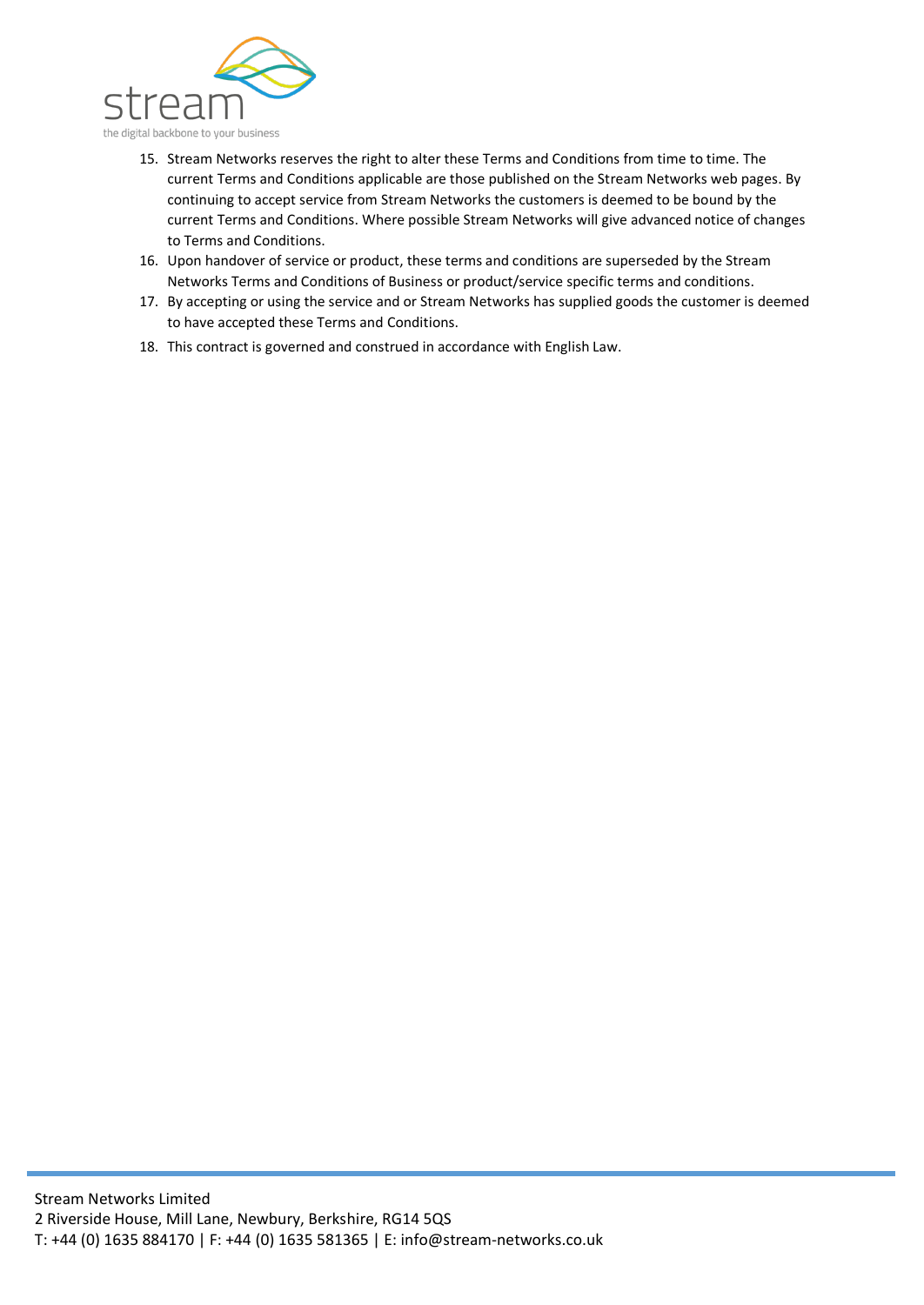15. Stream Networks reserves the right to alter these Terms and Conditions from time to time. The current Terms and Conditions applicable are those published on the Stream Networks web pages. By continuing to accept service from Stream Networks the customers is deemed to be bound by the current Terms and Conditions. Where possible Stream Networks will give advanced notice of changes to Terms and Conditions.
16. Upon handover of service or product, these terms and conditions are superseded by the Stream Networks Terms and Conditions of Business or product/service specific terms and conditions.
17. By accepting or using the service and or Stream Networks has supplied goods the customer is deemed to have accepted these Terms and Conditions.
18. This contract is governed and construed in accordance with English Law.